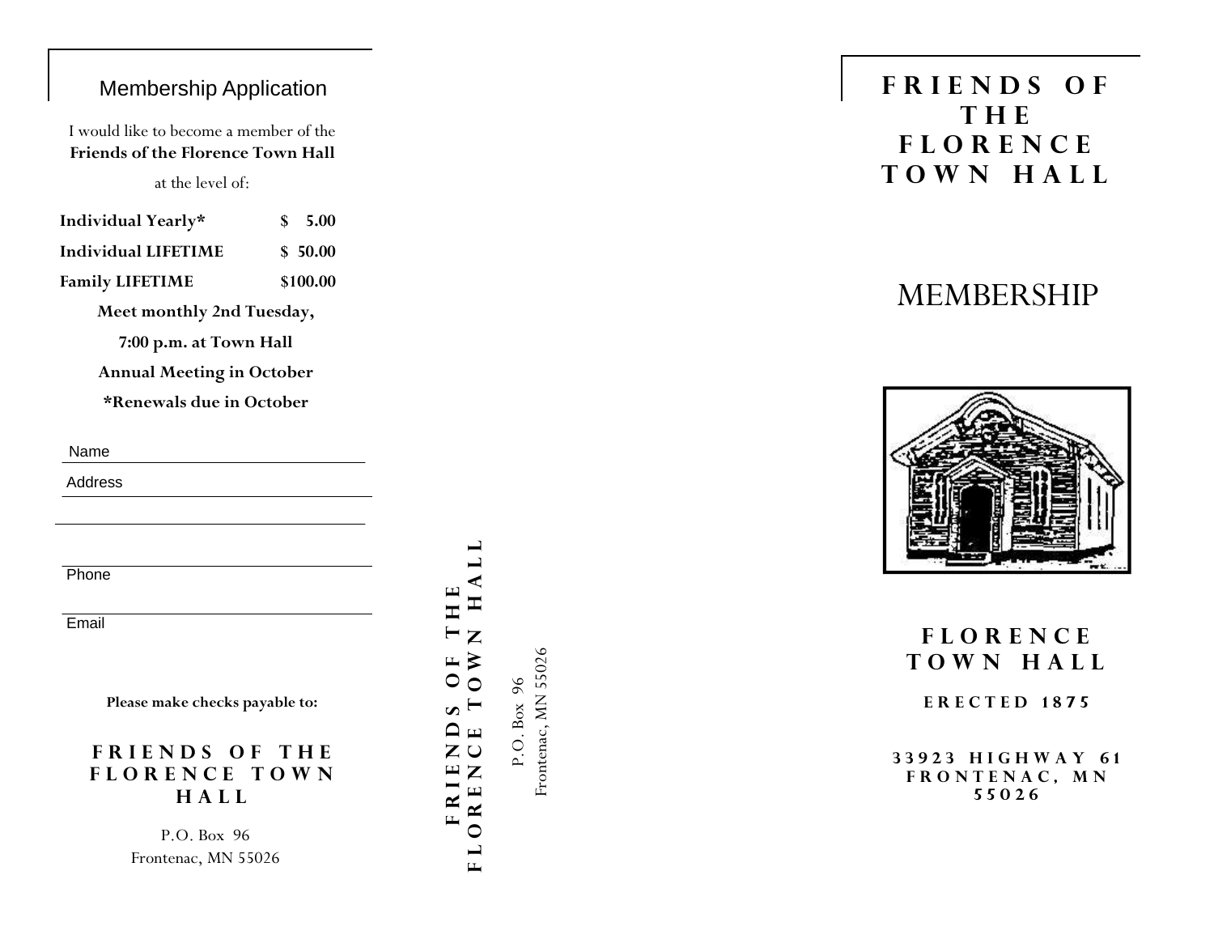## Membership Application

I would like to become a member of the **Friends of the Florence Town Hall** at the level of:

| | |
|---|---|
| **Individual Yearly*** | **$ 5.00** |
| **Individual LIFETIME** | **$ 50.00** |
| **Family LIFETIME** | **$100.00** |

**Meet monthly 2nd Tuesday,**

**7:00 p.m. at Town Hall**

**Annual Meeting in October**

***Renewals due in October**

Name ______________________________

Address ______________________________

______________________________

______________________________

Phone ______________________________

Email ______________________________

**Please make checks payable to:**

**FRIENDS OF THE FLORENCE TOWN HALL**

P.O. Box 96
Frontenac, MN 55026

**FRIENDS OF THE FLORENCE TOWN HALL**

P.O. Box 96
Frontenac, MN 55026

# FRIENDS OF THE FLORENCE TOWN HALL

# MEMBERSHIP

**FLORENCE TOWN HALL**

**ERECTED 1875**

**33923 HIGHWAY 61**
**FRONTENAC, MN 55026**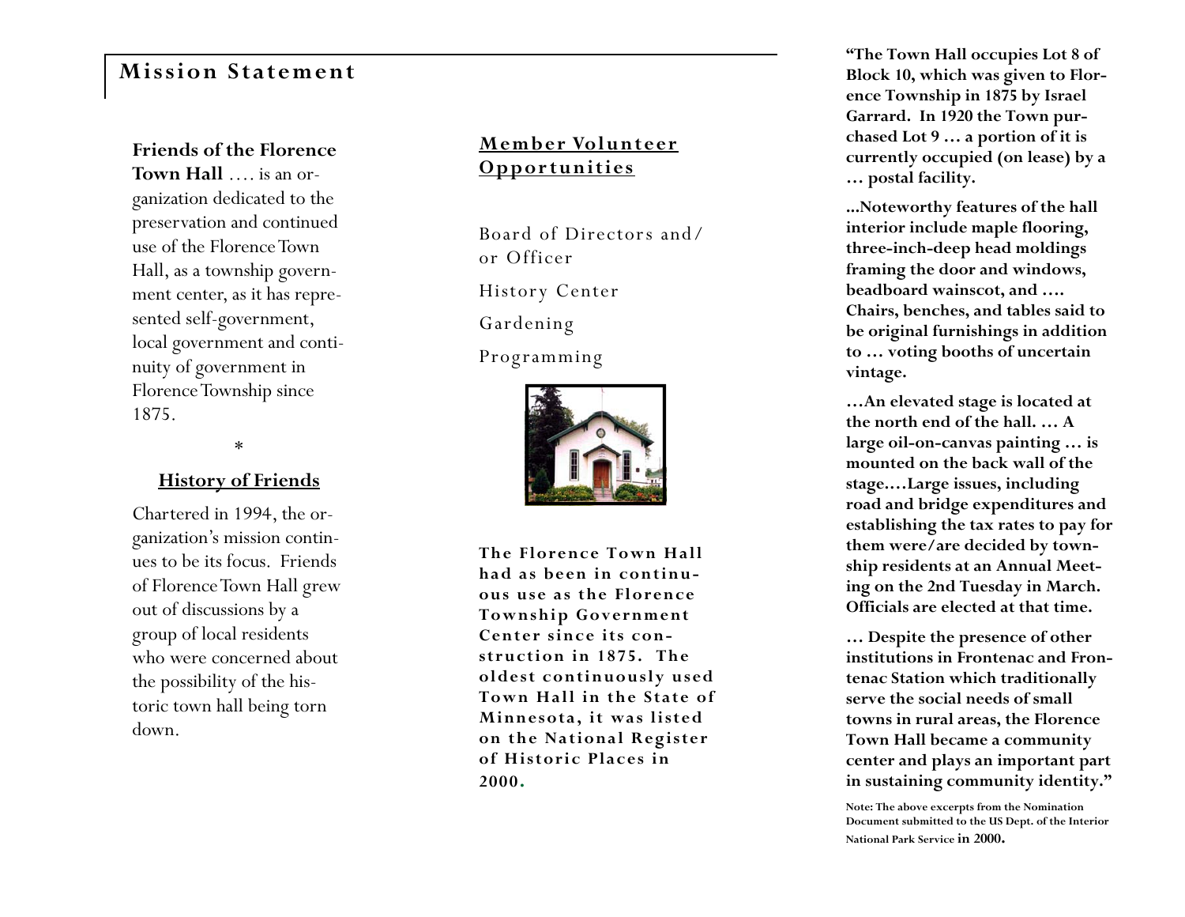## Mission Statement

**Friends of the Florence Town Hall** …. is an organization dedicated to the preservation and continued use of the Florence Town Hall, as a township government center, as it has represented self-government, local government and continuity of government in Florence Township since 1875.

*

### History of Friends

Chartered in 1994, the organization's mission continues to be its focus. Friends of Florence Town Hall grew out of discussions by a group of local residents who were concerned about the possibility of the historic town hall being torn down.

### Member Volunteer Opportunities

Board of Directors and/or Officer

History Center

Gardening

Programming

**The Florence Town Hall had as been in continuous use as the Florence Township Government Center since its construction in 1875. The oldest continuously used Town Hall in the State of Minnesota, it was listed on the National Register of Historic Places in 2000.**

**"The Town Hall occupies Lot 8 of Block 10, which was given to Florence Township in 1875 by Israel Garrard. In 1920 the Town purchased Lot 9 … a portion of it is currently occupied (on lease) by a … postal facility.**

**...Noteworthy features of the hall interior include maple flooring, three-inch-deep head moldings framing the door and windows, beadboard wainscot, and …. Chairs, benches, and tables said to be original furnishings in addition to … voting booths of uncertain vintage.**

**…An elevated stage is located at the north end of the hall. … A large oil-on-canvas painting … is mounted on the back wall of the stage.…Large issues, including road and bridge expenditures and establishing the tax rates to pay for them were/are decided by township residents at an Annual Meeting on the 2nd Tuesday in March. Officials are elected at that time.**

**… Despite the presence of other institutions in Frontenac and Frontenac Station which traditionally serve the social needs of small towns in rural areas, the Florence Town Hall became a community center and plays an important part in sustaining community identity."**

Note: The above excerpts from the Nomination Document submitted to the US Dept. of the Interior National Park Service in 2000.